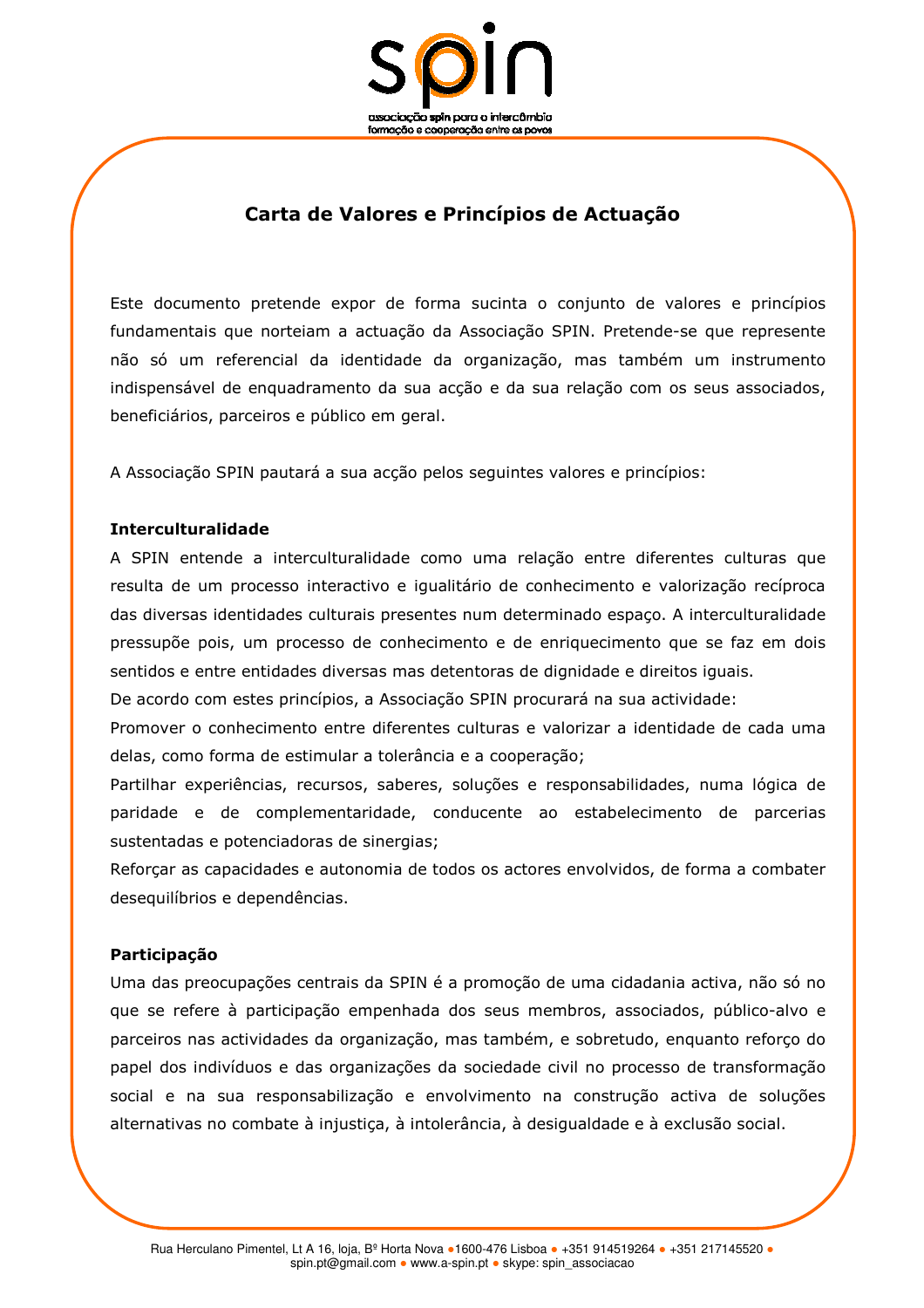# Carta de Valores e Princípios de Actuação

Este documento pretende expor de forma sucinta o conjunto de valores e princípios fundamentais que norteiam a actuação da Associação SPIN. Pretende-se que represente não só um referencial da identidade da organização, mas também um instrumento indispensável de enquadramento da sua acção e da sua relação com os seus associados, beneficiários, parceiros e público em geral.

A Associação SPIN pautará a sua acção pelos seguintes valores e princípios:

**Interculturalidade**

A SPIN entende a interculturalidade como uma relação entre diferentes culturas que resulta de um processo interactivo e igualitário de conhecimento e valorização recíproca das diversas identidades culturais presentes num determinado espaço. A interculturalidade pressupõe pois, um processo de conhecimento e de enriquecimento que se faz em dois sentidos e entre entidades diversas mas detentoras de dignidade e direitos iguais.

De acordo com estes princípios, a Associação SPIN procurará na sua actividade:

Promover o conhecimento entre diferentes culturas e valorizar a identidade de cada uma delas, como forma de estimular a tolerância e a cooperação;

Partilhar experiências, recursos, saberes, soluções e responsabilidades, numa lógica de paridade e de complementaridade, conducente ao estabelecimento de parcerias sustentadas e potenciadoras de sinergias;

Reforçar as capacidades e autonomia de todos os actores envolvidos, de forma a combater desequilíbrios e dependências.

**Participação**

Uma das preocupações centrais da SPIN é a promoção de uma cidadania activa, não só no que se refere à participação empenhada dos seus membros, associados, público-alvo e parceiros nas actividades da organização, mas também, e sobretudo, enquanto reforço do papel dos indivíduos e das organizações da sociedade civil no processo de transformação social e na sua responsabilização e envolvimento na construção activa de soluções alternativas no combate à injustiça, à intolerância, à desigualdade e à exclusão social.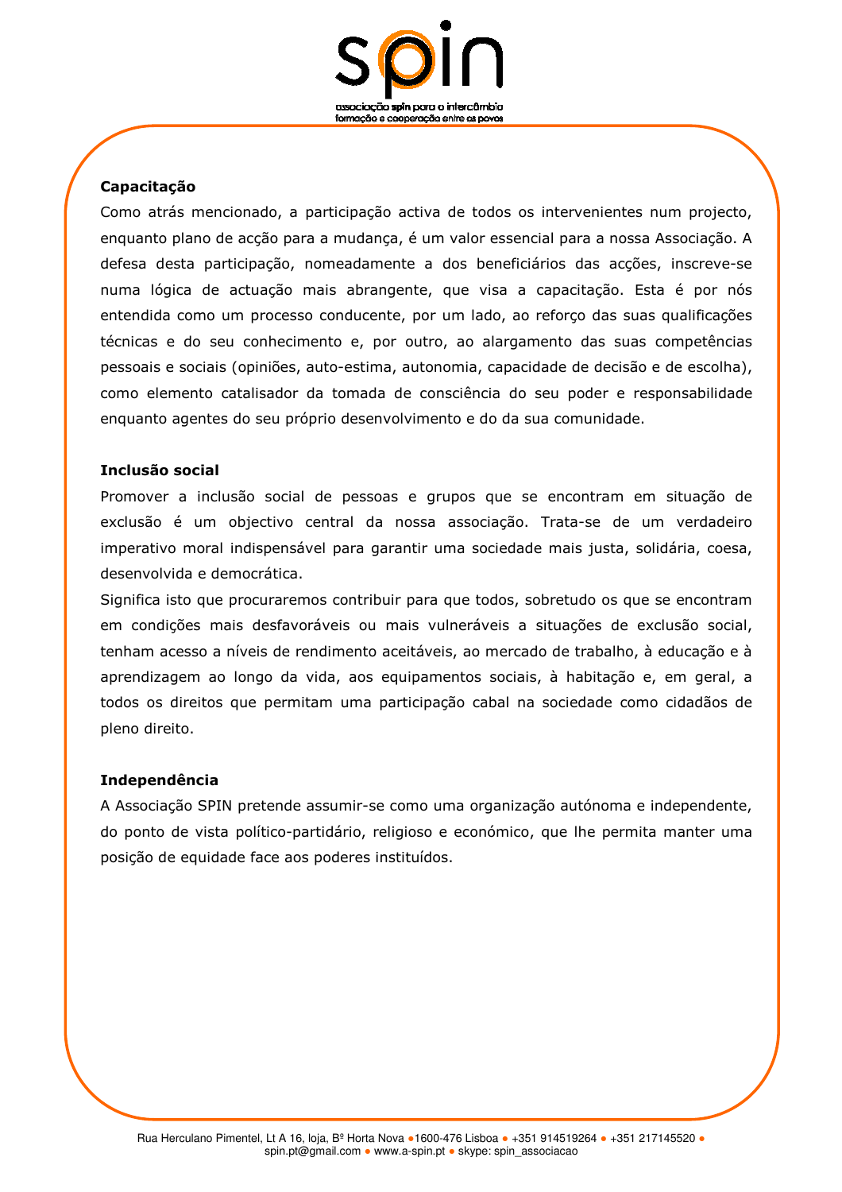**Capacitação**

Como atrás mencionado, a participação activa de todos os intervenientes num projecto, enquanto plano de acção para a mudança, é um valor essencial para a nossa Associação. A defesa desta participação, nomeadamente a dos beneficiários das acções, inscreve-se numa lógica de actuação mais abrangente, que visa a capacitação. Esta é por nós entendida como um processo conducente, por um lado, ao reforço das suas qualificações técnicas e do seu conhecimento e, por outro, ao alargamento das suas competências pessoais e sociais (opiniões, auto-estima, autonomia, capacidade de decisão e de escolha), como elemento catalisador da tomada de consciência do seu poder e responsabilidade enquanto agentes do seu próprio desenvolvimento e do da sua comunidade.

**Inclusão social**

Promover a inclusão social de pessoas e grupos que se encontram em situação de exclusão é um objectivo central da nossa associação. Trata-se de um verdadeiro imperativo moral indispensável para garantir uma sociedade mais justa, solidária, coesa, desenvolvida e democrática.

Significa isto que procuraremos contribuir para que todos, sobretudo os que se encontram em condições mais desfavoráveis ou mais vulneráveis a situações de exclusão social, tenham acesso a níveis de rendimento aceitáveis, ao mercado de trabalho, à educação e à aprendizagem ao longo da vida, aos equipamentos sociais, à habitação e, em geral, a todos os direitos que permitam uma participação cabal na sociedade como cidadãos de pleno direito.

**Independência**

A Associação SPIN pretende assumir-se como uma organização autónoma e independente, do ponto de vista político-partidário, religioso e económico, que lhe permita manter uma posição de equidade face aos poderes instituídos.